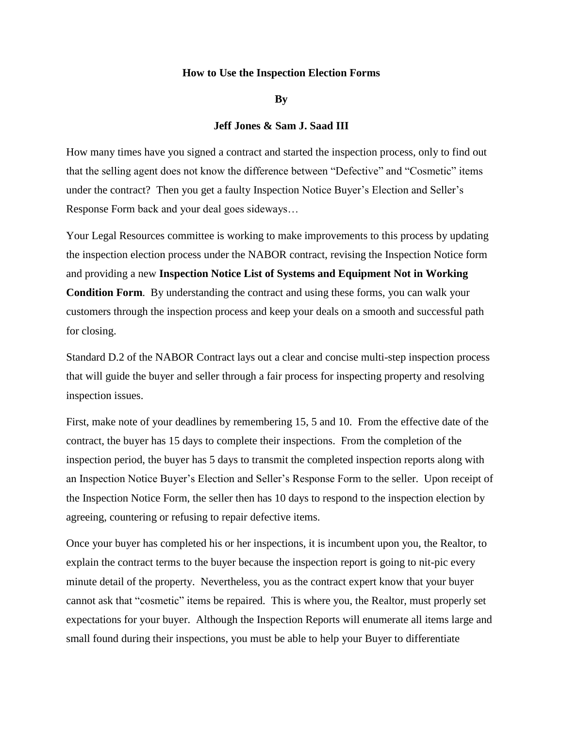**How to Use the Inspection Election Forms**

**By**

**Jeff Jones & Sam J. Saad III**

How many times have you signed a contract and started the inspection process, only to find out that the selling agent does not know the difference between "Defective" and "Cosmetic" items under the contract? Then you get a faulty Inspection Notice Buyer's Election and Seller's Response Form back and your deal goes sideways…

Your Legal Resources committee is working to make improvements to this process by updating the inspection election process under the NABOR contract, revising the Inspection Notice form and providing a new **Inspection Notice List of Systems and Equipment Not in Working Condition Form**. By understanding the contract and using these forms, you can walk your customers through the inspection process and keep your deals on a smooth and successful path for closing.

Standard D.2 of the NABOR Contract lays out a clear and concise multi-step inspection process that will guide the buyer and seller through a fair process for inspecting property and resolving inspection issues.

First, make note of your deadlines by remembering 15, 5 and 10. From the effective date of the contract, the buyer has 15 days to complete their inspections. From the completion of the inspection period, the buyer has 5 days to transmit the completed inspection reports along with an Inspection Notice Buyer's Election and Seller's Response Form to the seller. Upon receipt of the Inspection Notice Form, the seller then has 10 days to respond to the inspection election by agreeing, countering or refusing to repair defective items.

Once your buyer has completed his or her inspections, it is incumbent upon you, the Realtor, to explain the contract terms to the buyer because the inspection report is going to nit-pic every minute detail of the property. Nevertheless, you as the contract expert know that your buyer cannot ask that "cosmetic" items be repaired. This is where you, the Realtor, must properly set expectations for your buyer. Although the Inspection Reports will enumerate all items large and small found during their inspections, you must be able to help your Buyer to differentiate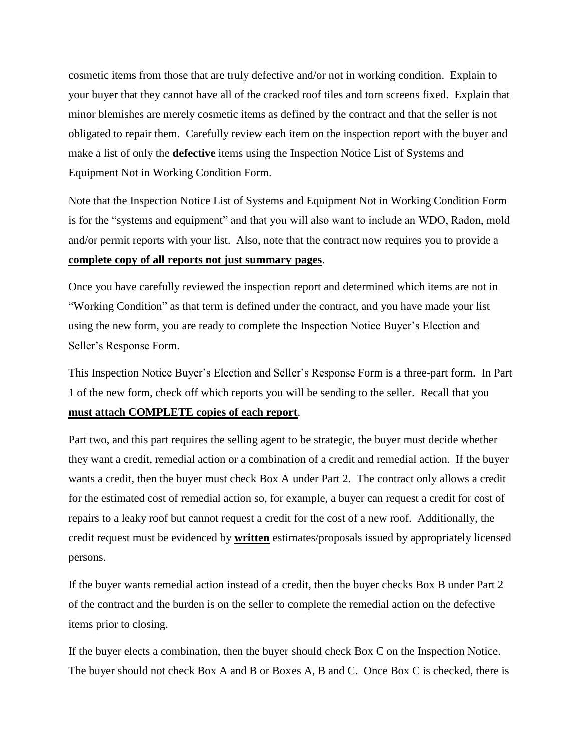cosmetic items from those that are truly defective and/or not in working condition. Explain to your buyer that they cannot have all of the cracked roof tiles and torn screens fixed. Explain that minor blemishes are merely cosmetic items as defined by the contract and that the seller is not obligated to repair them. Carefully review each item on the inspection report with the buyer and make a list of only the **defective** items using the Inspection Notice List of Systems and Equipment Not in Working Condition Form.

Note that the Inspection Notice List of Systems and Equipment Not in Working Condition Form is for the "systems and equipment" and that you will also want to include an WDO, Radon, mold and/or permit reports with your list. Also, note that the contract now requires you to provide a **complete copy of all reports not just summary pages**.

Once you have carefully reviewed the inspection report and determined which items are not in "Working Condition" as that term is defined under the contract, and you have made your list using the new form, you are ready to complete the Inspection Notice Buyer's Election and Seller's Response Form.

This Inspection Notice Buyer's Election and Seller's Response Form is a three-part form. In Part 1 of the new form, check off which reports you will be sending to the seller. Recall that you **must attach COMPLETE copies of each report**.

Part two, and this part requires the selling agent to be strategic, the buyer must decide whether they want a credit, remedial action or a combination of a credit and remedial action. If the buyer wants a credit, then the buyer must check Box A under Part 2. The contract only allows a credit for the estimated cost of remedial action so, for example, a buyer can request a credit for cost of repairs to a leaky roof but cannot request a credit for the cost of a new roof. Additionally, the credit request must be evidenced by **written** estimates/proposals issued by appropriately licensed persons.

If the buyer wants remedial action instead of a credit, then the buyer checks Box B under Part 2 of the contract and the burden is on the seller to complete the remedial action on the defective items prior to closing.

If the buyer elects a combination, then the buyer should check Box C on the Inspection Notice. The buyer should not check Box A and B or Boxes A, B and C. Once Box C is checked, there is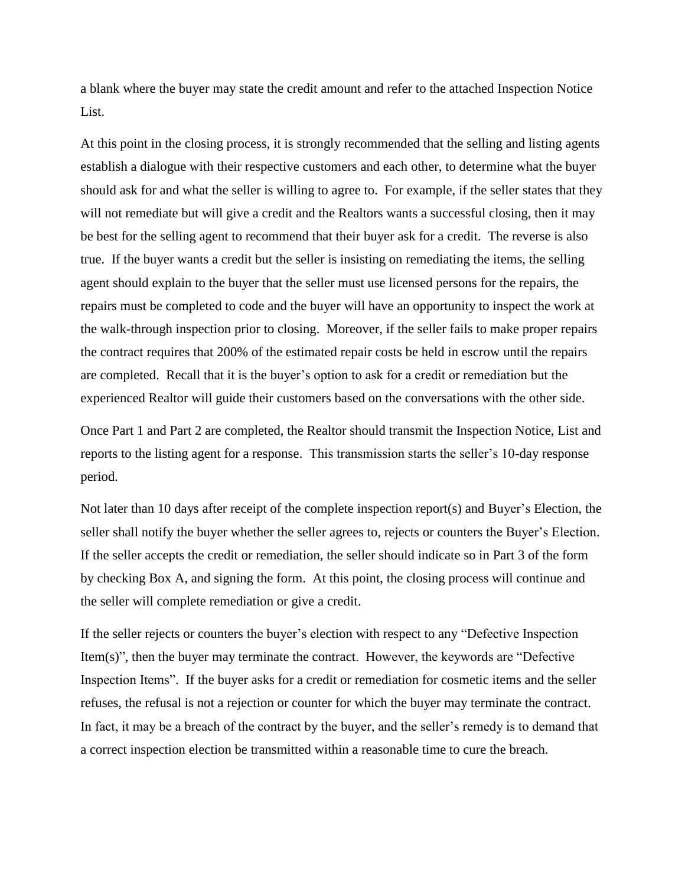a blank where the buyer may state the credit amount and refer to the attached Inspection Notice List.

At this point in the closing process, it is strongly recommended that the selling and listing agents establish a dialogue with their respective customers and each other, to determine what the buyer should ask for and what the seller is willing to agree to. For example, if the seller states that they will not remediate but will give a credit and the Realtors wants a successful closing, then it may be best for the selling agent to recommend that their buyer ask for a credit. The reverse is also true. If the buyer wants a credit but the seller is insisting on remediating the items, the selling agent should explain to the buyer that the seller must use licensed persons for the repairs, the repairs must be completed to code and the buyer will have an opportunity to inspect the work at the walk-through inspection prior to closing. Moreover, if the seller fails to make proper repairs the contract requires that 200% of the estimated repair costs be held in escrow until the repairs are completed. Recall that it is the buyer's option to ask for a credit or remediation but the experienced Realtor will guide their customers based on the conversations with the other side.

Once Part 1 and Part 2 are completed, the Realtor should transmit the Inspection Notice, List and reports to the listing agent for a response. This transmission starts the seller's 10-day response period.

Not later than 10 days after receipt of the complete inspection report(s) and Buyer's Election, the seller shall notify the buyer whether the seller agrees to, rejects or counters the Buyer's Election. If the seller accepts the credit or remediation, the seller should indicate so in Part 3 of the form by checking Box A, and signing the form. At this point, the closing process will continue and the seller will complete remediation or give a credit.

If the seller rejects or counters the buyer's election with respect to any "Defective Inspection Item(s)", then the buyer may terminate the contract. However, the keywords are "Defective Inspection Items". If the buyer asks for a credit or remediation for cosmetic items and the seller refuses, the refusal is not a rejection or counter for which the buyer may terminate the contract. In fact, it may be a breach of the contract by the buyer, and the seller's remedy is to demand that a correct inspection election be transmitted within a reasonable time to cure the breach.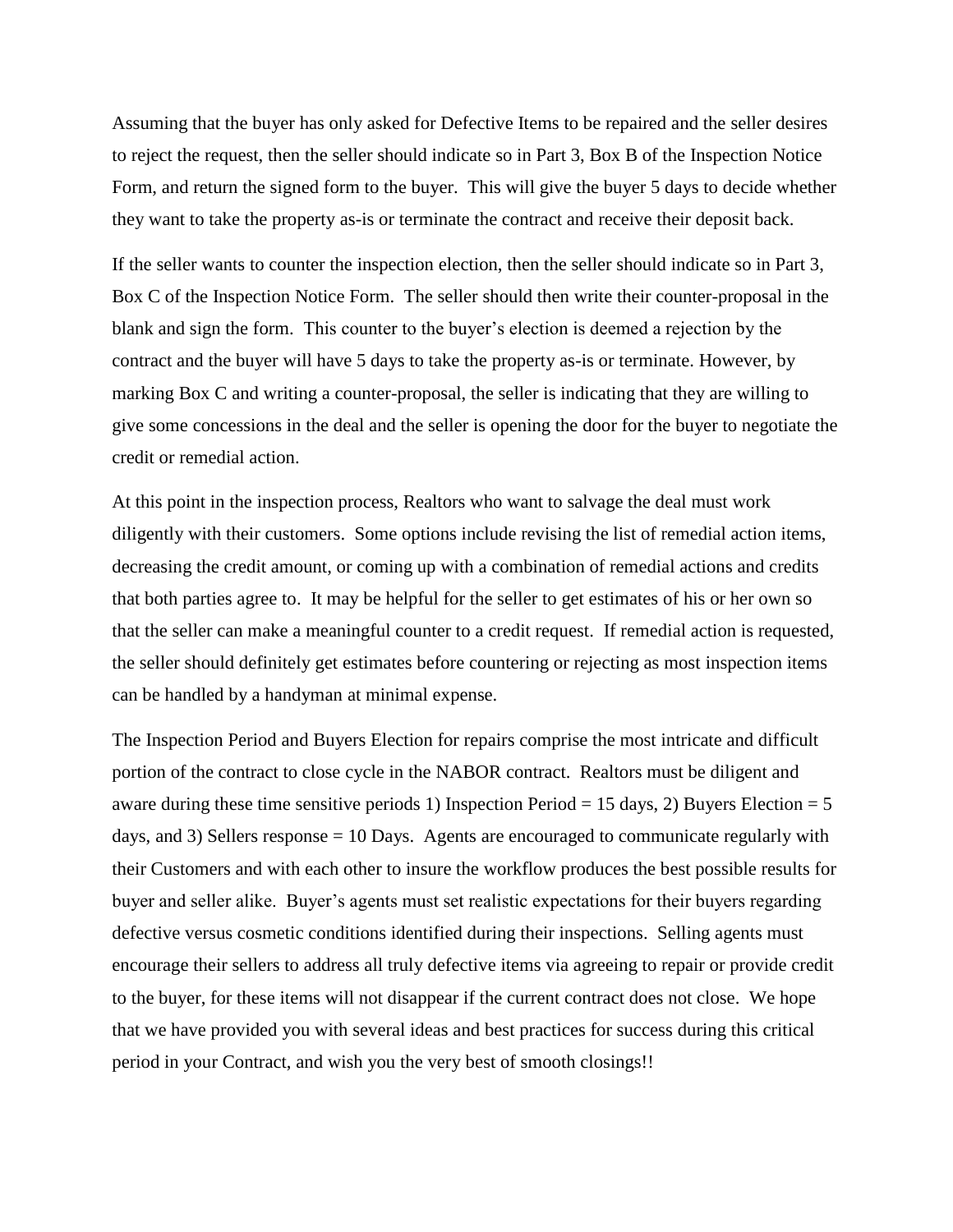Assuming that the buyer has only asked for Defective Items to be repaired and the seller desires to reject the request, then the seller should indicate so in Part 3, Box B of the Inspection Notice Form, and return the signed form to the buyer. This will give the buyer 5 days to decide whether they want to take the property as-is or terminate the contract and receive their deposit back.

If the seller wants to counter the inspection election, then the seller should indicate so in Part 3, Box C of the Inspection Notice Form. The seller should then write their counter-proposal in the blank and sign the form. This counter to the buyer's election is deemed a rejection by the contract and the buyer will have 5 days to take the property as-is or terminate. However, by marking Box C and writing a counter-proposal, the seller is indicating that they are willing to give some concessions in the deal and the seller is opening the door for the buyer to negotiate the credit or remedial action.

At this point in the inspection process, Realtors who want to salvage the deal must work diligently with their customers. Some options include revising the list of remedial action items, decreasing the credit amount, or coming up with a combination of remedial actions and credits that both parties agree to. It may be helpful for the seller to get estimates of his or her own so that the seller can make a meaningful counter to a credit request. If remedial action is requested, the seller should definitely get estimates before countering or rejecting as most inspection items can be handled by a handyman at minimal expense.

The Inspection Period and Buyers Election for repairs comprise the most intricate and difficult portion of the contract to close cycle in the NABOR contract. Realtors must be diligent and aware during these time sensitive periods 1) Inspection Period = 15 days, 2) Buyers Election = 5 days, and 3) Sellers response = 10 Days. Agents are encouraged to communicate regularly with their Customers and with each other to insure the workflow produces the best possible results for buyer and seller alike. Buyer's agents must set realistic expectations for their buyers regarding defective versus cosmetic conditions identified during their inspections. Selling agents must encourage their sellers to address all truly defective items via agreeing to repair or provide credit to the buyer, for these items will not disappear if the current contract does not close. We hope that we have provided you with several ideas and best practices for success during this critical period in your Contract, and wish you the very best of smooth closings!!